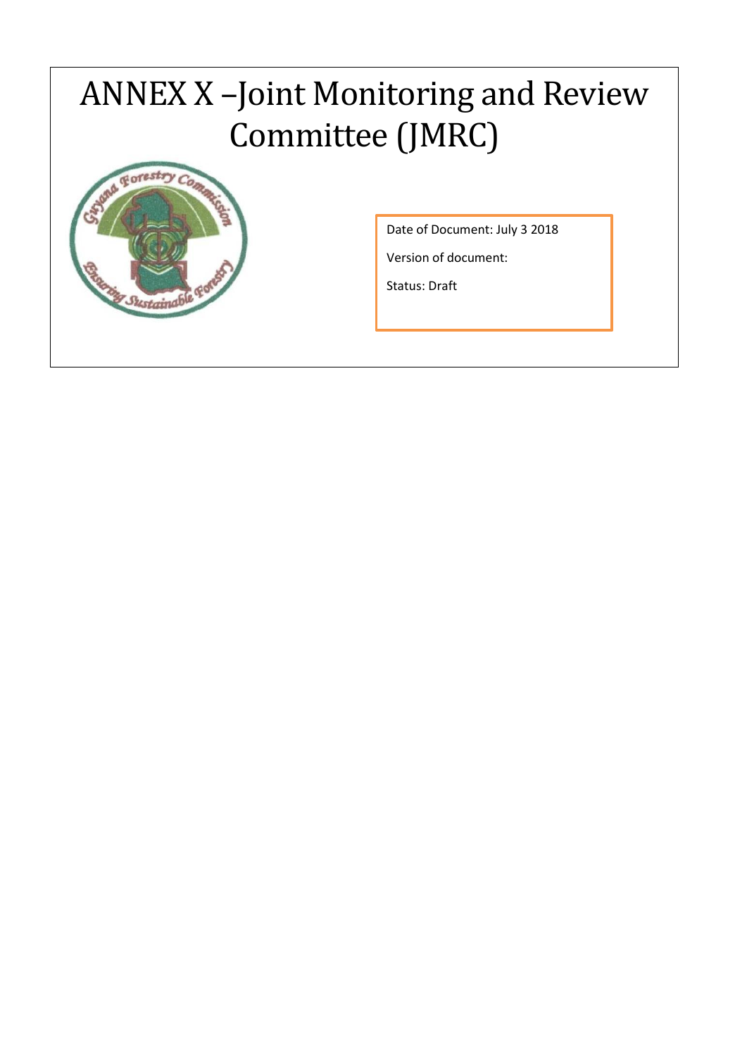# ANNEX X –Joint Monitoring and Review Committee (JMRC)

Date of Document: July 3 2018

Version of document:

Status: Draft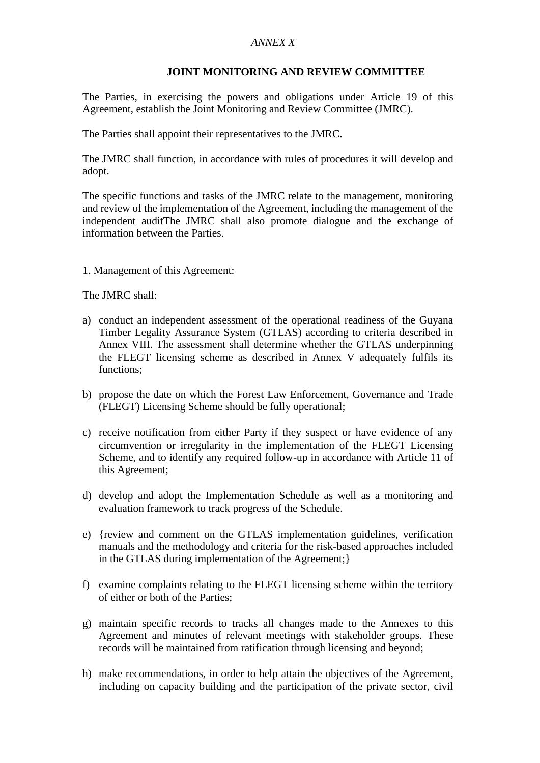*ANNEX X*

## JOINT MONITORING AND REVIEW COMMITTEE

The Parties, in exercising the powers and obligations under Article 19 of this Agreement, establish the Joint Monitoring and Review Committee (JMRC).

The Parties shall appoint their representatives to the JMRC.

The JMRC shall function, in accordance with rules of procedures it will develop and adopt.

The specific functions and tasks of the JMRC relate to the management, monitoring and review of the implementation of the Agreement, including the management of the independent auditThe JMRC shall also promote dialogue and the exchange of information between the Parties.

1. Management of this Agreement:

The JMRC shall:

a) conduct an independent assessment of the operational readiness of the Guyana Timber Legality Assurance System (GTLAS) according to criteria described in Annex VIII. The assessment shall determine whether the GTLAS underpinning the FLEGT licensing scheme as described in Annex V adequately fulfils its functions;

b) propose the date on which the Forest Law Enforcement, Governance and Trade (FLEGT) Licensing Scheme should be fully operational;

c) receive notification from either Party if they suspect or have evidence of any circumvention or irregularity in the implementation of the FLEGT Licensing Scheme, and to identify any required follow-up in accordance with Article 11 of this Agreement;

d) develop and adopt the Implementation Schedule as well as a monitoring and evaluation framework to track progress of the Schedule.

e) {review and comment on the GTLAS implementation guidelines, verification manuals and the methodology and criteria for the risk-based approaches included in the GTLAS during implementation of the Agreement;}

f) examine complaints relating to the FLEGT licensing scheme within the territory of either or both of the Parties;

g) maintain specific records to tracks all changes made to the Annexes to this Agreement and minutes of relevant meetings with stakeholder groups. These records will be maintained from ratification through licensing and beyond;

h) make recommendations, in order to help attain the objectives of the Agreement, including on capacity building and the participation of the private sector, civil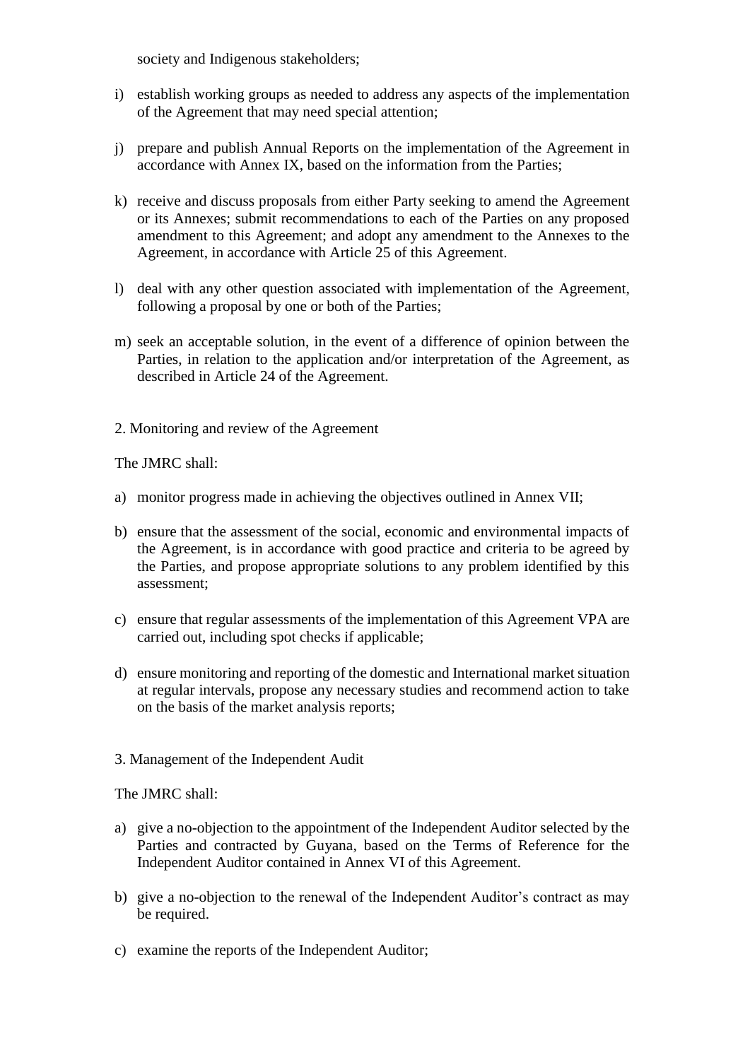society and Indigenous stakeholders;

i) establish working groups as needed to address any aspects of the implementation of the Agreement that may need special attention;

j) prepare and publish Annual Reports on the implementation of the Agreement in accordance with Annex IX, based on the information from the Parties;

k) receive and discuss proposals from either Party seeking to amend the Agreement or its Annexes; submit recommendations to each of the Parties on any proposed amendment to this Agreement; and adopt any amendment to the Annexes to the Agreement, in accordance with Article 25 of this Agreement.

l) deal with any other question associated with implementation of the Agreement, following a proposal by one or both of the Parties;

m) seek an acceptable solution, in the event of a difference of opinion between the Parties, in relation to the application and/or interpretation of the Agreement, as described in Article 24 of the Agreement.

2. Monitoring and review of the Agreement

The JMRC shall:

a) monitor progress made in achieving the objectives outlined in Annex VII;

b) ensure that the assessment of the social, economic and environmental impacts of the Agreement, is in accordance with good practice and criteria to be agreed by the Parties, and propose appropriate solutions to any problem identified by this assessment;

c) ensure that regular assessments of the implementation of this Agreement VPA are carried out, including spot checks if applicable;

d) ensure monitoring and reporting of the domestic and International market situation at regular intervals, propose any necessary studies and recommend action to take on the basis of the market analysis reports;

3. Management of the Independent Audit

The JMRC shall:

a) give a no-objection to the appointment of the Independent Auditor selected by the Parties and contracted by Guyana, based on the Terms of Reference for the Independent Auditor contained in Annex VI of this Agreement.

b) give a no-objection to the renewal of the Independent Auditor's contract as may be required.

c) examine the reports of the Independent Auditor;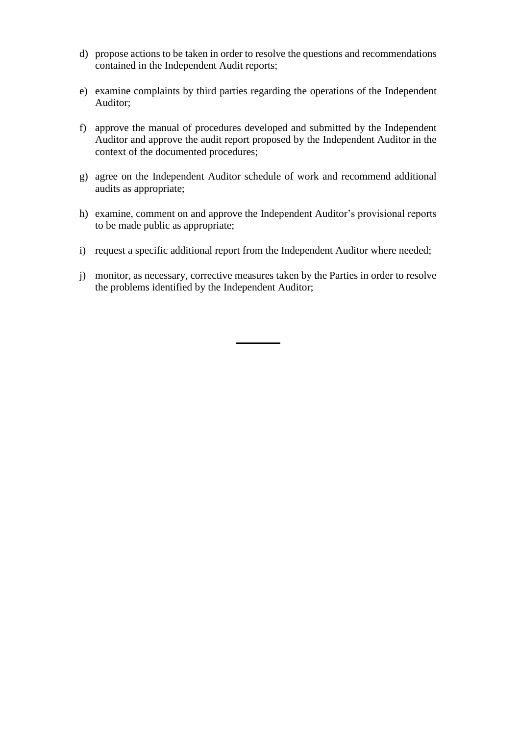d) propose actions to be taken in order to resolve the questions and recommendations contained in the Independent Audit reports;

e) examine complaints by third parties regarding the operations of the Independent Auditor;

f) approve the manual of procedures developed and submitted by the Independent Auditor and approve the audit report proposed by the Independent Auditor in the context of the documented procedures;

g) agree on the Independent Auditor schedule of work and recommend additional audits as appropriate;

h) examine, comment on and approve the Independent Auditor's provisional reports to be made public as appropriate;

i) request a specific additional report from the Independent Auditor where needed;

j) monitor, as necessary, corrective measures taken by the Parties in order to resolve the problems identified by the Independent Auditor;

---